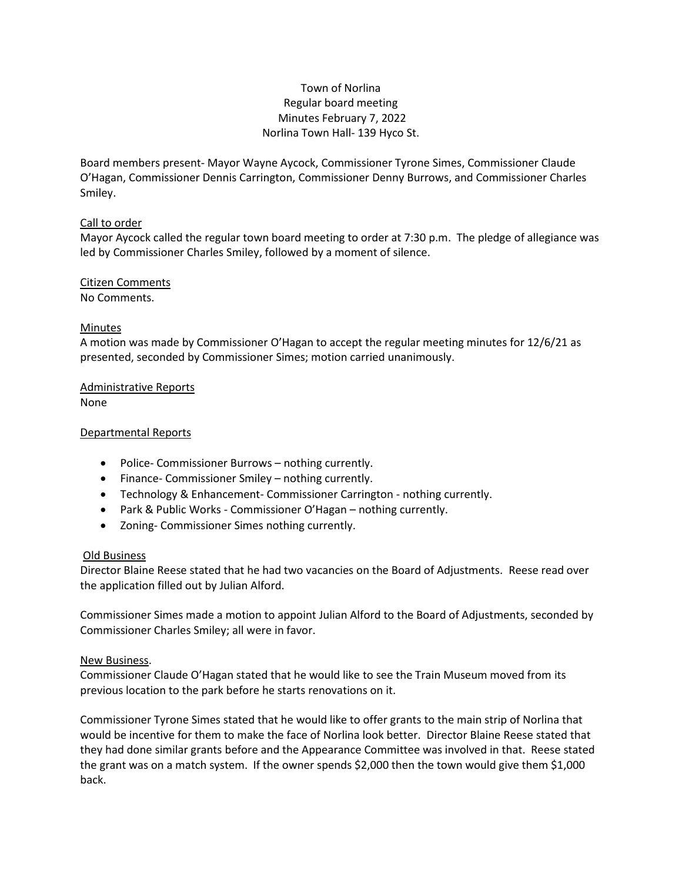Town of Norlina
Regular board meeting
Minutes February 7, 2022
Norlina Town Hall- 139 Hyco St.

Board members present- Mayor Wayne Aycock, Commissioner Tyrone Simes, Commissioner Claude O'Hagan, Commissioner Dennis Carrington, Commissioner Denny Burrows, and Commissioner Charles Smiley.

## Call to order

Mayor Aycock called the regular town board meeting to order at 7:30 p.m. The pledge of allegiance was led by Commissioner Charles Smiley, followed by a moment of silence.

## Citizen Comments

No Comments.

## Minutes

A motion was made by Commissioner O'Hagan to accept the regular meeting minutes for 12/6/21 as presented, seconded by Commissioner Simes; motion carried unanimously.

## Administrative Reports

None

## Departmental Reports

- Police- Commissioner Burrows – nothing currently.
- Finance- Commissioner Smiley – nothing currently.
- Technology & Enhancement- Commissioner Carrington - nothing currently.
- Park & Public Works - Commissioner O'Hagan – nothing currently.
- Zoning- Commissioner Simes nothing currently.

## Old Business

Director Blaine Reese stated that he had two vacancies on the Board of Adjustments. Reese read over the application filled out by Julian Alford.

Commissioner Simes made a motion to appoint Julian Alford to the Board of Adjustments, seconded by Commissioner Charles Smiley; all were in favor.

## New Business.

Commissioner Claude O'Hagan stated that he would like to see the Train Museum moved from its previous location to the park before he starts renovations on it.

Commissioner Tyrone Simes stated that he would like to offer grants to the main strip of Norlina that would be incentive for them to make the face of Norlina look better. Director Blaine Reese stated that they had done similar grants before and the Appearance Committee was involved in that. Reese stated the grant was on a match system. If the owner spends $2,000 then the town would give them $1,000 back.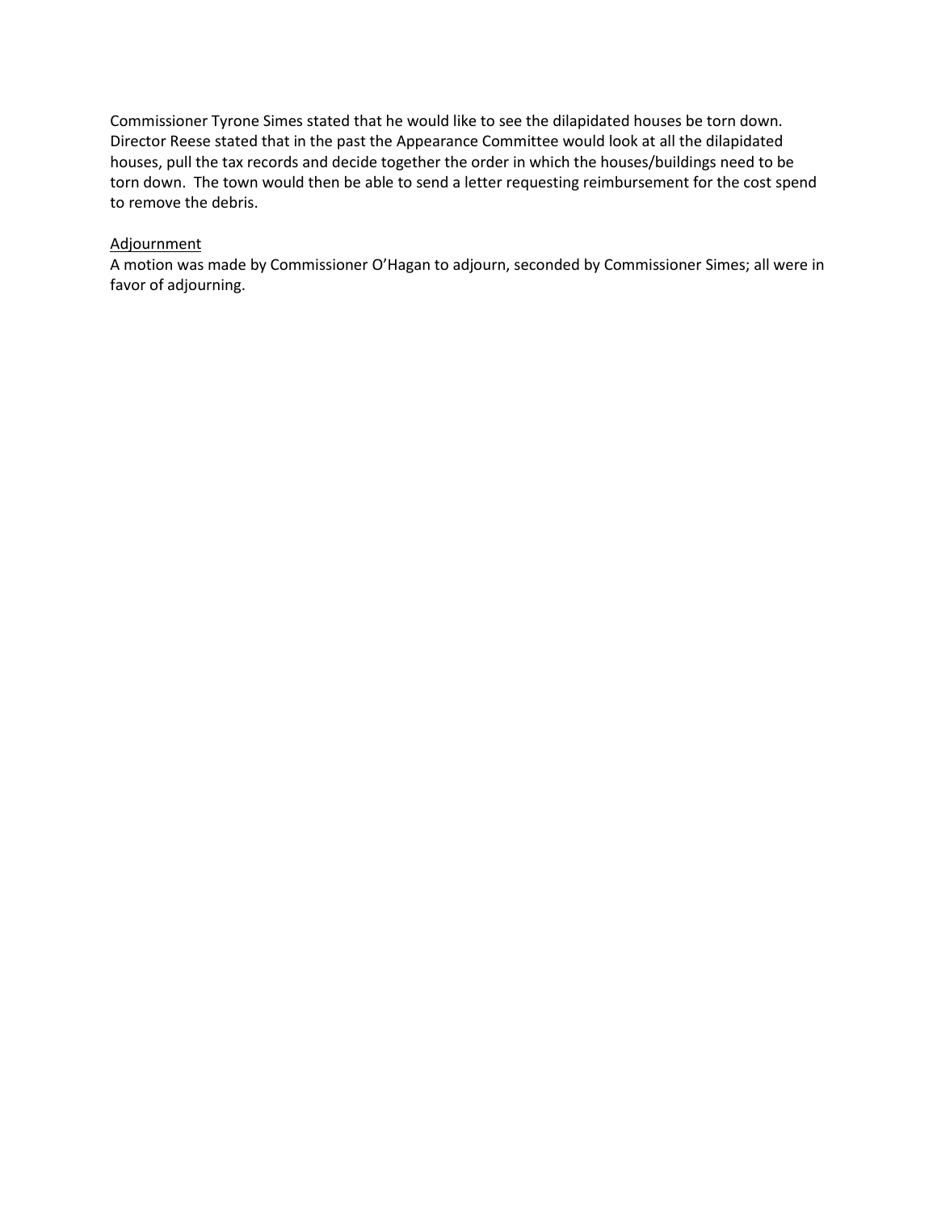Commissioner Tyrone Simes stated that he would like to see the dilapidated houses be torn down. Director Reese stated that in the past the Appearance Committee would look at all the dilapidated houses, pull the tax records and decide together the order in which the houses/buildings need to be torn down. The town would then be able to send a letter requesting reimbursement for the cost spend to remove the debris.

<u>Adjournment</u>

A motion was made by Commissioner O'Hagan to adjourn, seconded by Commissioner Simes; all were in favor of adjourning.